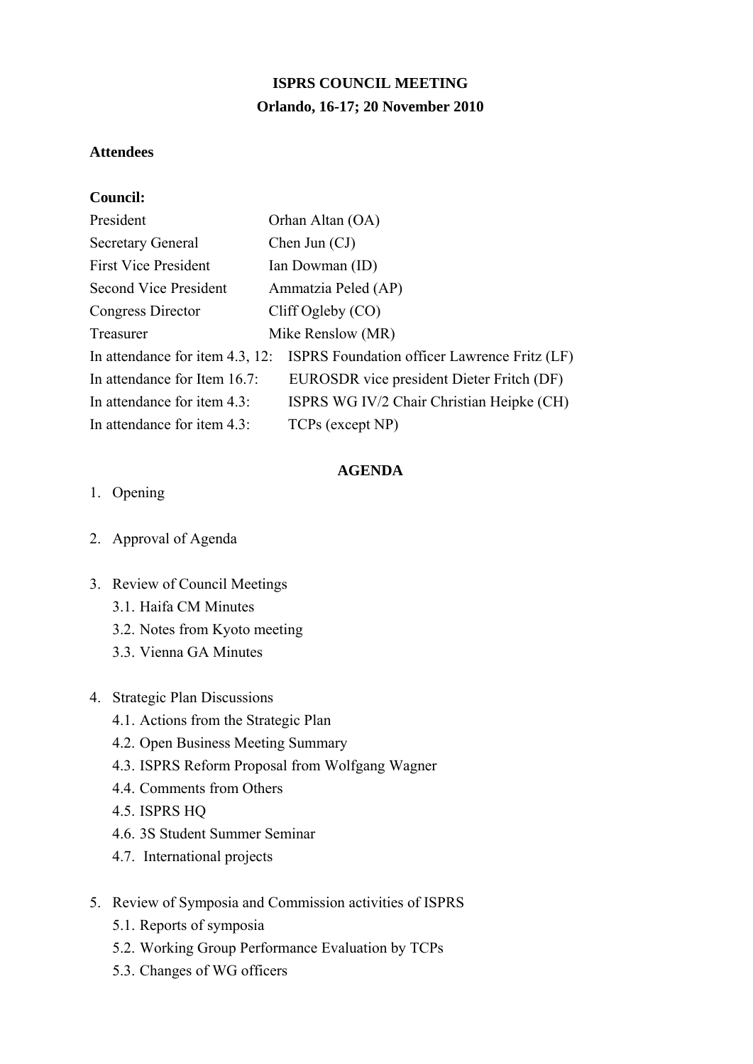# ISPRS COUNCIL MEETING

## Orlando, 16-17; 20 November 2010

**Attendees**

**Council:**

| | |
|---|---|
| President | Orhan Altan (OA) |
| Secretary General | Chen Jun (CJ) |
| First Vice President | Ian Dowman (ID) |
| Second Vice President | Ammatzia Peled (AP) |
| Congress Director | Cliff Ogleby (CO) |
| Treasurer | Mike Renslow (MR) |
| In attendance for item 4.3, 12: | ISPRS Foundation officer Lawrence Fritz (LF) |
| In attendance for Item 16.7: | EUROSDR vice president Dieter Fritch (DF) |
| In attendance for item 4.3: | ISPRS WG IV/2 Chair Christian Heipke (CH) |
| In attendance for item 4.3: | TCPs (except NP) |

**AGENDA**

1. Opening

2. Approval of Agenda

3. Review of Council Meetings
   3.1. Haifa CM Minutes
   3.2. Notes from Kyoto meeting
   3.3. Vienna GA Minutes

4. Strategic Plan Discussions
   4.1. Actions from the Strategic Plan
   4.2. Open Business Meeting Summary
   4.3. ISPRS Reform Proposal from Wolfgang Wagner
   4.4. Comments from Others
   4.5. ISPRS HQ
   4.6. 3S Student Summer Seminar
   4.7. International projects

5. Review of Symposia and Commission activities of ISPRS
   5.1. Reports of symposia
   5.2. Working Group Performance Evaluation by TCPs
   5.3. Changes of WG officers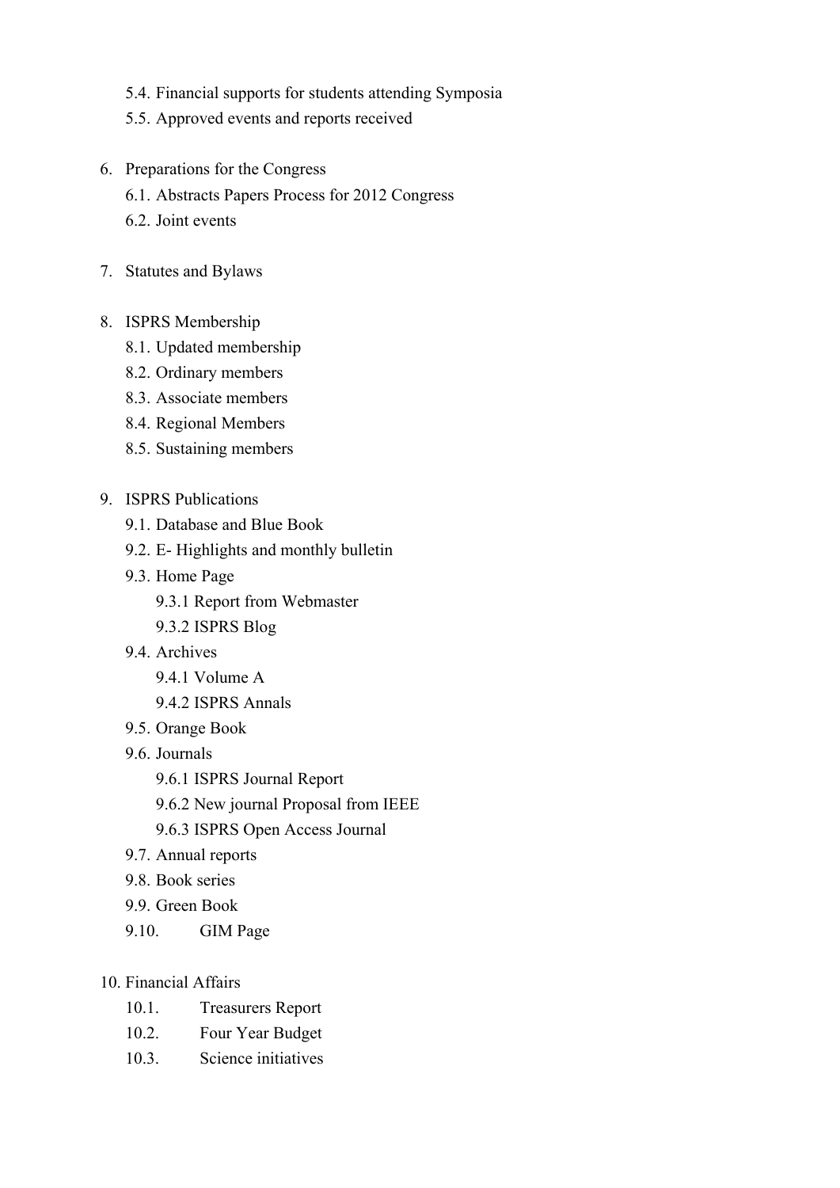5.4. Financial supports for students attending Symposia
5.5. Approved events and reports received

6. Preparations for the Congress
    6.1. Abstracts Papers Process for 2012 Congress
    6.2. Joint events

7. Statutes and Bylaws

8. ISPRS Membership
    8.1. Updated membership
    8.2. Ordinary members
    8.3. Associate members
    8.4. Regional Members
    8.5. Sustaining members

9. ISPRS Publications
    9.1. Database and Blue Book
    9.2. E- Highlights and monthly bulletin
    9.3. Home Page
        9.3.1 Report from Webmaster
        9.3.2 ISPRS Blog
    9.4. Archives
        9.4.1 Volume A
        9.4.2 ISPRS Annals
    9.5. Orange Book
    9.6. Journals
        9.6.1 ISPRS Journal Report
        9.6.2 New journal Proposal from IEEE
        9.6.3 ISPRS Open Access Journal
    9.7. Annual reports
    9.8. Book series
    9.9. Green Book
    9.10. GIM Page

10. Financial Affairs
    10.1. Treasurers Report
    10.2. Four Year Budget
    10.3. Science initiatives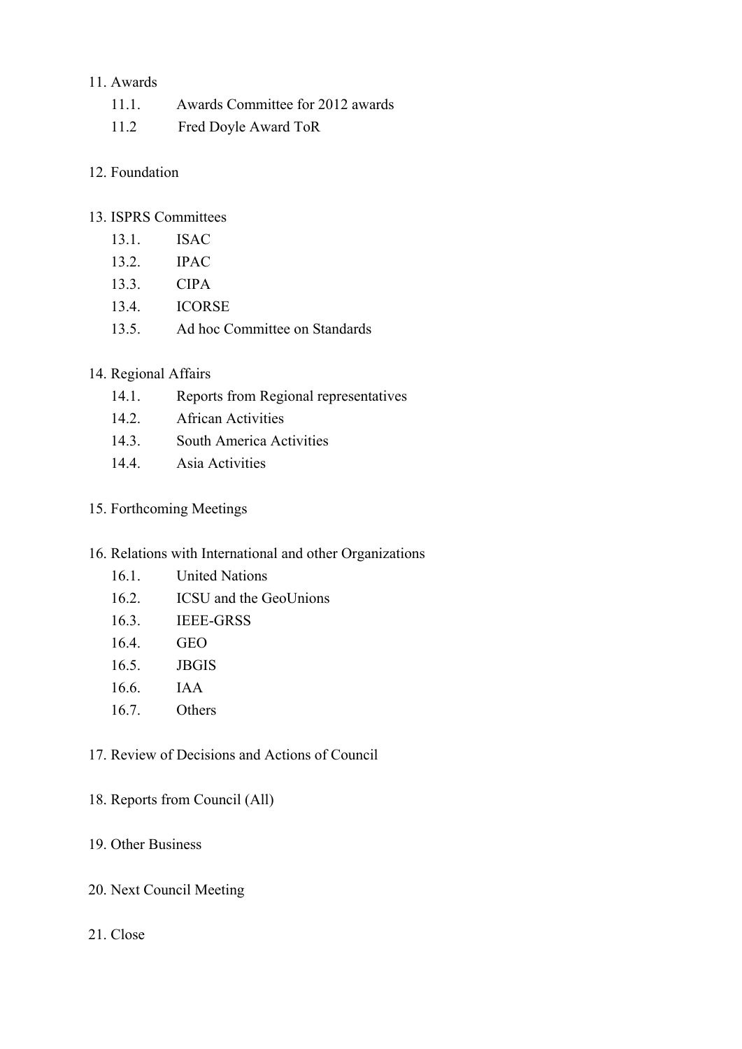11. Awards
    - 11.1. Awards Committee for 2012 awards
    - 11.2 Fred Doyle Award ToR

12. Foundation

13. ISPRS Committees
    - 13.1. ISAC
    - 13.2. IPAC
    - 13.3. CIPA
    - 13.4. ICORSE
    - 13.5. Ad hoc Committee on Standards

14. Regional Affairs
    - 14.1. Reports from Regional representatives
    - 14.2. African Activities
    - 14.3. South America Activities
    - 14.4. Asia Activities

15. Forthcoming Meetings

16. Relations with International and other Organizations
    - 16.1. United Nations
    - 16.2. ICSU and the GeoUnions
    - 16.3. IEEE-GRSS
    - 16.4. GEO
    - 16.5. JBGIS
    - 16.6. IAA
    - 16.7. Others

17. Review of Decisions and Actions of Council

18. Reports from Council (All)

19. Other Business

20. Next Council Meeting

21. Close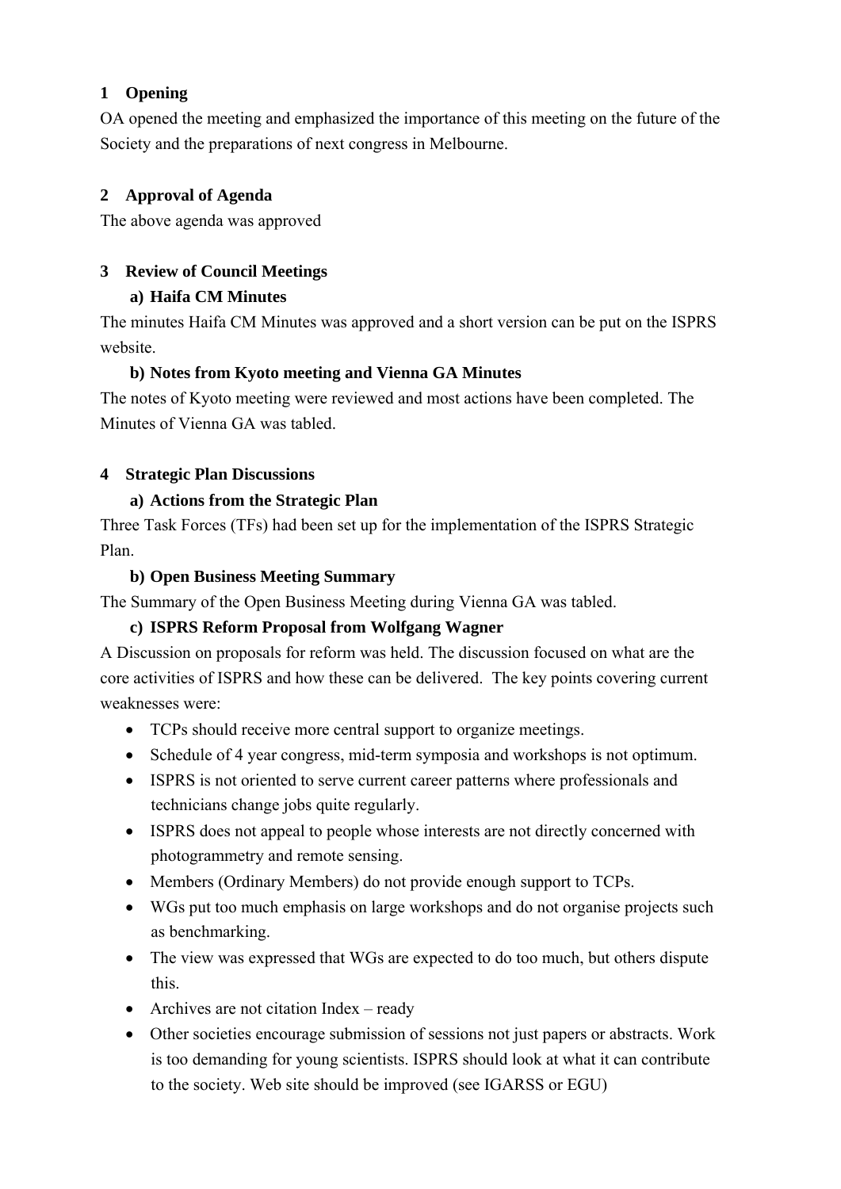## 1 Opening

OA opened the meeting and emphasized the importance of this meeting on the future of the Society and the preparations of next congress in Melbourne.

## 2 Approval of Agenda

The above agenda was approved

## 3 Review of Council Meetings

### a) Haifa CM Minutes

The minutes Haifa CM Minutes was approved and a short version can be put on the ISPRS website.

### b) Notes from Kyoto meeting and Vienna GA Minutes

The notes of Kyoto meeting were reviewed and most actions have been completed. The Minutes of Vienna GA was tabled.

## 4 Strategic Plan Discussions

### a) Actions from the Strategic Plan

Three Task Forces (TFs) had been set up for the implementation of the ISPRS Strategic Plan.

### b) Open Business Meeting Summary

The Summary of the Open Business Meeting during Vienna GA was tabled.

### c) ISPRS Reform Proposal from Wolfgang Wagner

A Discussion on proposals for reform was held. The discussion focused on what are the core activities of ISPRS and how these can be delivered. The key points covering current weaknesses were:

- TCPs should receive more central support to organize meetings.
- Schedule of 4 year congress, mid-term symposia and workshops is not optimum.
- ISPRS is not oriented to serve current career patterns where professionals and technicians change jobs quite regularly.
- ISPRS does not appeal to people whose interests are not directly concerned with photogrammetry and remote sensing.
- Members (Ordinary Members) do not provide enough support to TCPs.
- WGs put too much emphasis on large workshops and do not organise projects such as benchmarking.
- The view was expressed that WGs are expected to do too much, but others dispute this.
- Archives are not citation Index – ready
- Other societies encourage submission of sessions not just papers or abstracts. Work is too demanding for young scientists. ISPRS should look at what it can contribute to the society. Web site should be improved (see IGARSS or EGU)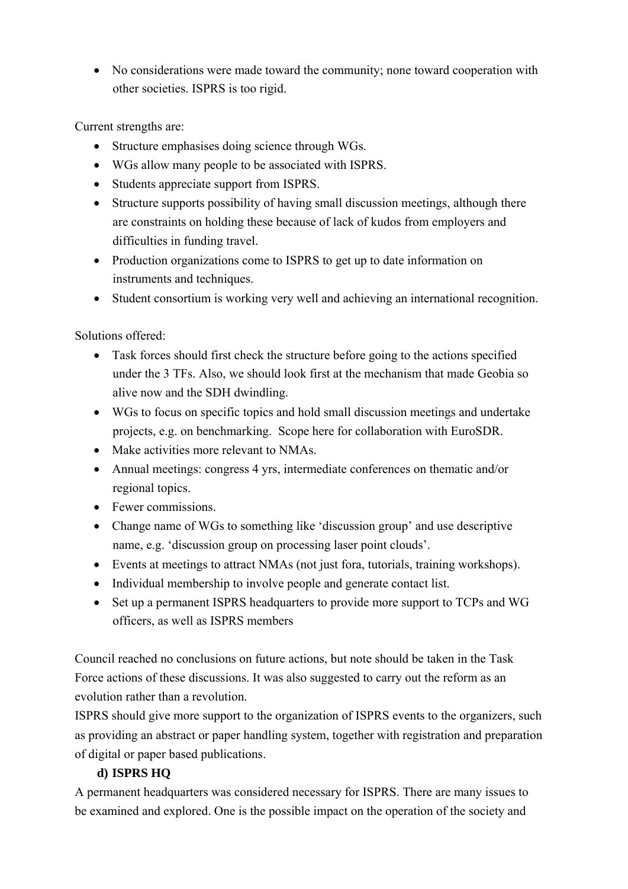- No considerations were made toward the community; none toward cooperation with other societies. ISPRS is too rigid.

Current strengths are:

- Structure emphasises doing science through WGs.
- WGs allow many people to be associated with ISPRS.
- Students appreciate support from ISPRS.
- Structure supports possibility of having small discussion meetings, although there are constraints on holding these because of lack of kudos from employers and difficulties in funding travel.
- Production organizations come to ISPRS to get up to date information on instruments and techniques.
- Student consortium is working very well and achieving an international recognition.

Solutions offered:

- Task forces should first check the structure before going to the actions specified under the 3 TFs. Also, we should look first at the mechanism that made Geobia so alive now and the SDH dwindling.
- WGs to focus on specific topics and hold small discussion meetings and undertake projects, e.g. on benchmarking. Scope here for collaboration with EuroSDR.
- Make activities more relevant to NMAs.
- Annual meetings: congress 4 yrs, intermediate conferences on thematic and/or regional topics.
- Fewer commissions.
- Change name of WGs to something like 'discussion group' and use descriptive name, e.g. 'discussion group on processing laser point clouds'.
- Events at meetings to attract NMAs (not just fora, tutorials, training workshops).
- Individual membership to involve people and generate contact list.
- Set up a permanent ISPRS headquarters to provide more support to TCPs and WG officers, as well as ISPRS members

Council reached no conclusions on future actions, but note should be taken in the Task Force actions of these discussions. It was also suggested to carry out the reform as an evolution rather than a revolution.

ISPRS should give more support to the organization of ISPRS events to the organizers, such as providing an abstract or paper handling system, together with registration and preparation of digital or paper based publications.

**d) ISPRS HQ**

A permanent headquarters was considered necessary for ISPRS. There are many issues to be examined and explored. One is the possible impact on the operation of the society and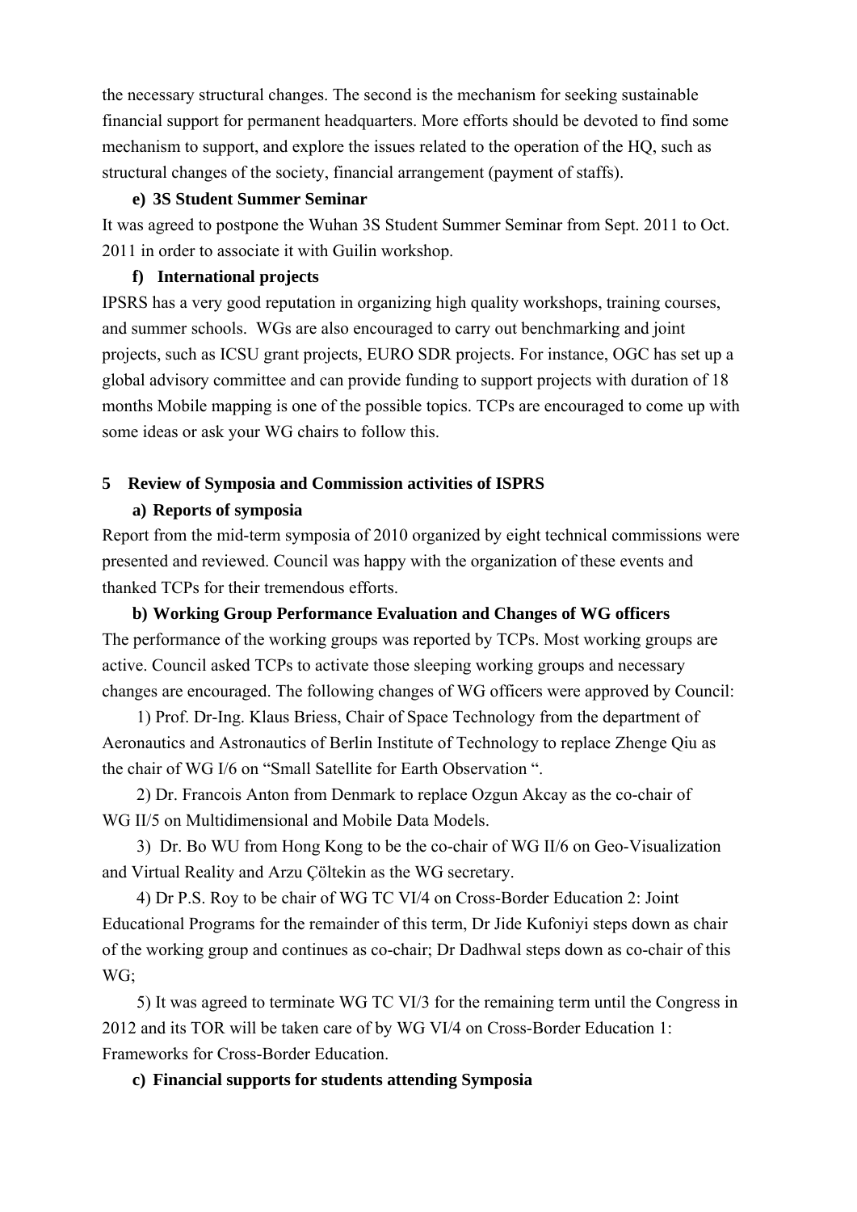the necessary structural changes. The second is the mechanism for seeking sustainable financial support for permanent headquarters. More efforts should be devoted to find some mechanism to support, and explore the issues related to the operation of the HQ, such as structural changes of the society, financial arrangement (payment of staffs).

**e) 3S Student Summer Seminar**

It was agreed to postpone the Wuhan 3S Student Summer Seminar from Sept. 2011 to Oct. 2011 in order to associate it with Guilin workshop.

**f) International projects**

IPSRS has a very good reputation in organizing high quality workshops, training courses, and summer schools. WGs are also encouraged to carry out benchmarking and joint projects, such as ICSU grant projects, EURO SDR projects. For instance, OGC has set up a global advisory committee and can provide funding to support projects with duration of 18 months Mobile mapping is one of the possible topics. TCPs are encouraged to come up with some ideas or ask your WG chairs to follow this.

## 5 Review of Symposia and Commission activities of ISPRS

**a) Reports of symposia**

Report from the mid-term symposia of 2010 organized by eight technical commissions were presented and reviewed. Council was happy with the organization of these events and thanked TCPs for their tremendous efforts.

**b) Working Group Performance Evaluation and Changes of WG officers**

The performance of the working groups was reported by TCPs. Most working groups are active. Council asked TCPs to activate those sleeping working groups and necessary changes are encouraged. The following changes of WG officers were approved by Council:

1) Prof. Dr-Ing. Klaus Briess, Chair of Space Technology from the department of Aeronautics and Astronautics of Berlin Institute of Technology to replace Zhenge Qiu as the chair of WG I/6 on "Small Satellite for Earth Observation ".

2) Dr. Francois Anton from Denmark to replace Ozgun Akcay as the co-chair of WG II/5 on Multidimensional and Mobile Data Models.

3) Dr. Bo WU from Hong Kong to be the co-chair of WG II/6 on Geo-Visualization and Virtual Reality and Arzu Çöltekin as the WG secretary.

4) Dr P.S. Roy to be chair of WG TC VI/4 on Cross-Border Education 2: Joint Educational Programs for the remainder of this term, Dr Jide Kufoniyi steps down as chair of the working group and continues as co-chair; Dr Dadhwal steps down as co-chair of this WG;

5) It was agreed to terminate WG TC VI/3 for the remaining term until the Congress in 2012 and its TOR will be taken care of by WG VI/4 on Cross-Border Education 1: Frameworks for Cross-Border Education.

**c) Financial supports for students attending Symposia**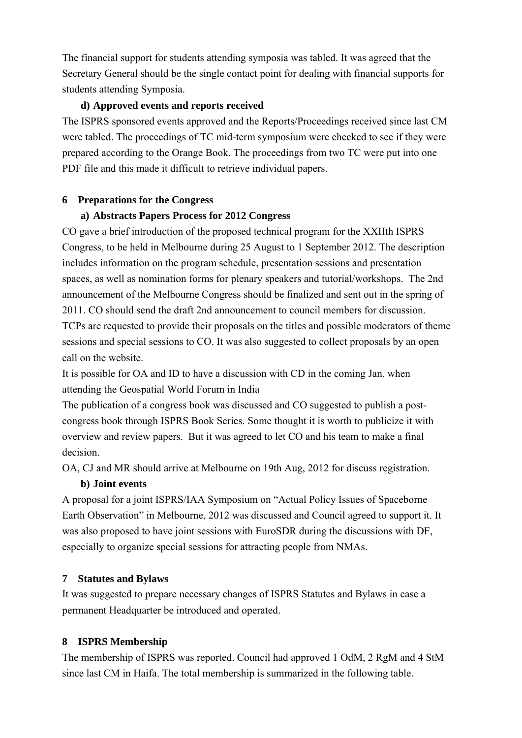The financial support for students attending symposia was tabled. It was agreed that the Secretary General should be the single contact point for dealing with financial supports for students attending Symposia.

**d) Approved events and reports received**

The ISPRS sponsored events approved and the Reports/Proceedings received since last CM were tabled. The proceedings of TC mid-term symposium were checked to see if they were prepared according to the Orange Book. The proceedings from two TC were put into one PDF file and this made it difficult to retrieve individual papers.

## 6 Preparations for the Congress

**a) Abstracts Papers Process for 2012 Congress**

CO gave a brief introduction of the proposed technical program for the XXIIth ISPRS Congress, to be held in Melbourne during 25 August to 1 September 2012. The description includes information on the program schedule, presentation sessions and presentation spaces, as well as nomination forms for plenary speakers and tutorial/workshops. The 2nd announcement of the Melbourne Congress should be finalized and sent out in the spring of 2011. CO should send the draft 2nd announcement to council members for discussion. TCPs are requested to provide their proposals on the titles and possible moderators of theme sessions and special sessions to CO. It was also suggested to collect proposals by an open call on the website.

It is possible for OA and ID to have a discussion with CD in the coming Jan. when attending the Geospatial World Forum in India

The publication of a congress book was discussed and CO suggested to publish a post-congress book through ISPRS Book Series. Some thought it is worth to publicize it with overview and review papers. But it was agreed to let CO and his team to make a final decision.

OA, CJ and MR should arrive at Melbourne on 19th Aug, 2012 for discuss registration.

**b) Joint events**

A proposal for a joint ISPRS/IAA Symposium on "Actual Policy Issues of Spaceborne Earth Observation" in Melbourne, 2012 was discussed and Council agreed to support it. It was also proposed to have joint sessions with EuroSDR during the discussions with DF, especially to organize special sessions for attracting people from NMAs.

## 7 Statutes and Bylaws

It was suggested to prepare necessary changes of ISPRS Statutes and Bylaws in case a permanent Headquarter be introduced and operated.

## 8 ISPRS Membership

The membership of ISPRS was reported. Council had approved 1 OdM, 2 RgM and 4 StM since last CM in Haifa. The total membership is summarized in the following table.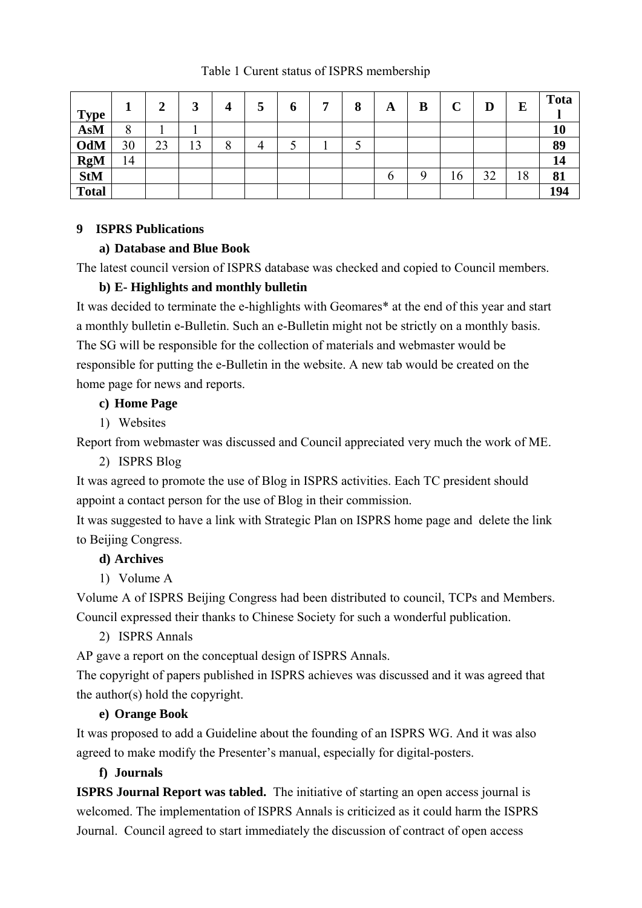Table 1 Curent status of ISPRS membership

| Type | 1 | 2 | 3 | 4 | 5 | 6 | 7 | 8 | A | B | C | D | E | Total |
|---|---|---|---|---|---|---|---|---|---|---|---|---|---|---|
| **AsM** | 8 | 1 | 1 | | | | | | | | | | | **10** |
| **OdM** | 30 | 23 | 13 | 8 | 4 | 5 | 1 | 5 | | | | | | **89** |
| **RgM** | 14 | | | | | | | | | | | | | **14** |
| **StM** | | | | | | | | | 6 | 9 | 16 | 32 | 18 | **81** |
| **Total** | | | | | | | | | | | | | | **194** |

## 9 ISPRS Publications

### a) Database and Blue Book

The latest council version of ISPRS database was checked and copied to Council members.

### b) E- Highlights and monthly bulletin

It was decided to terminate the e-highlights with Geomares* at the end of this year and start a monthly bulletin e-Bulletin. Such an e-Bulletin might not be strictly on a monthly basis. The SG will be responsible for the collection of materials and webmaster would be responsible for putting the e-Bulletin in the website. A new tab would be created on the home page for news and reports.

### c) Home Page

1) Websites

Report from webmaster was discussed and Council appreciated very much the work of ME.

2) ISPRS Blog

It was agreed to promote the use of Blog in ISPRS activities. Each TC president should appoint a contact person for the use of Blog in their commission.

It was suggested to have a link with Strategic Plan on ISPRS home page and delete the link to Beijing Congress.

### d) Archives

1) Volume A

Volume A of ISPRS Beijing Congress had been distributed to council, TCPs and Members. Council expressed their thanks to Chinese Society for such a wonderful publication.

2) ISPRS Annals

AP gave a report on the conceptual design of ISPRS Annals.

The copyright of papers published in ISPRS achieves was discussed and it was agreed that the author(s) hold the copyright.

### e) Orange Book

It was proposed to add a Guideline about the founding of an ISPRS WG. And it was also agreed to make modify the Presenter's manual, especially for digital-posters.

### f) Journals

**ISPRS Journal Report was tabled.** The initiative of starting an open access journal is welcomed. The implementation of ISPRS Annals is criticized as it could harm the ISPRS Journal. Council agreed to start immediately the discussion of contract of open access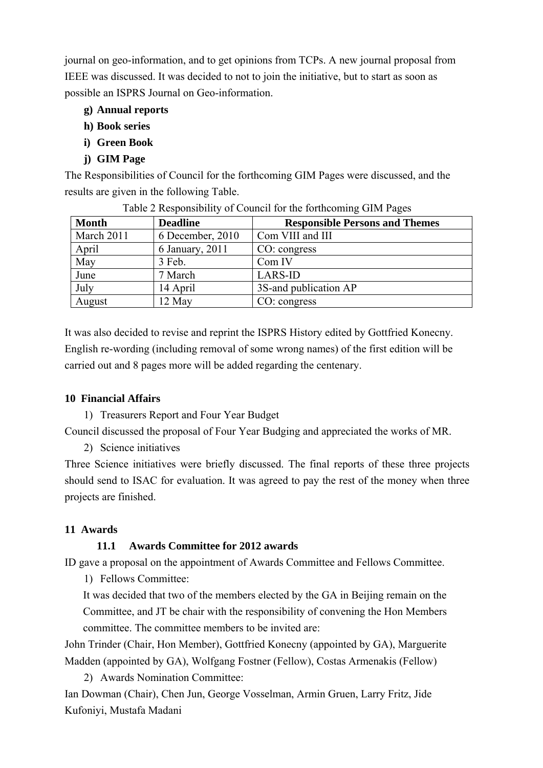journal on geo-information, and to get opinions from TCPs. A new journal proposal from IEEE was discussed. It was decided to not to join the initiative, but to start as soon as possible an ISPRS Journal on Geo-information.

**g) Annual reports**

**h) Book series**

**i) Green Book**

**j) GIM Page**

The Responsibilities of Council for the forthcoming GIM Pages were discussed, and the results are given in the following Table.

Table 2 Responsibility of Council for the forthcoming GIM Pages

| **Month** | **Deadline** | **Responsible Persons and Themes** |
|---|---|---|
| March 2011 | 6 December, 2010 | Com VIII and III |
| April | 6 January, 2011 | CO: congress |
| May | 3 Feb. | Com IV |
| June | 7 March | LARS-ID |
| July | 14 April | 3S-and publication AP |
| August | 12 May | CO: congress |

It was also decided to revise and reprint the ISPRS History edited by Gottfried Konecny. English re-wording (including removal of some wrong names) of the first edition will be carried out and 8 pages more will be added regarding the centenary.

## 10 Financial Affairs

1) Treasurers Report and Four Year Budget

Council discussed the proposal of Four Year Budging and appreciated the works of MR.

2) Science initiatives

Three Science initiatives were briefly discussed. The final reports of these three projects should send to ISAC for evaluation. It was agreed to pay the rest of the money when three projects are finished.

## 11 Awards

### 11.1 Awards Committee for 2012 awards

ID gave a proposal on the appointment of Awards Committee and Fellows Committee.

1) Fellows Committee:

It was decided that two of the members elected by the GA in Beijing remain on the Committee, and JT be chair with the responsibility of convening the Hon Members committee. The committee members to be invited are:

John Trinder (Chair, Hon Member), Gottfried Konecny (appointed by GA), Marguerite Madden (appointed by GA), Wolfgang Fostner (Fellow), Costas Armenakis (Fellow)

2) Awards Nomination Committee:

Ian Dowman (Chair), Chen Jun, George Vosselman, Armin Gruen, Larry Fritz, Jide Kufoniyi, Mustafa Madani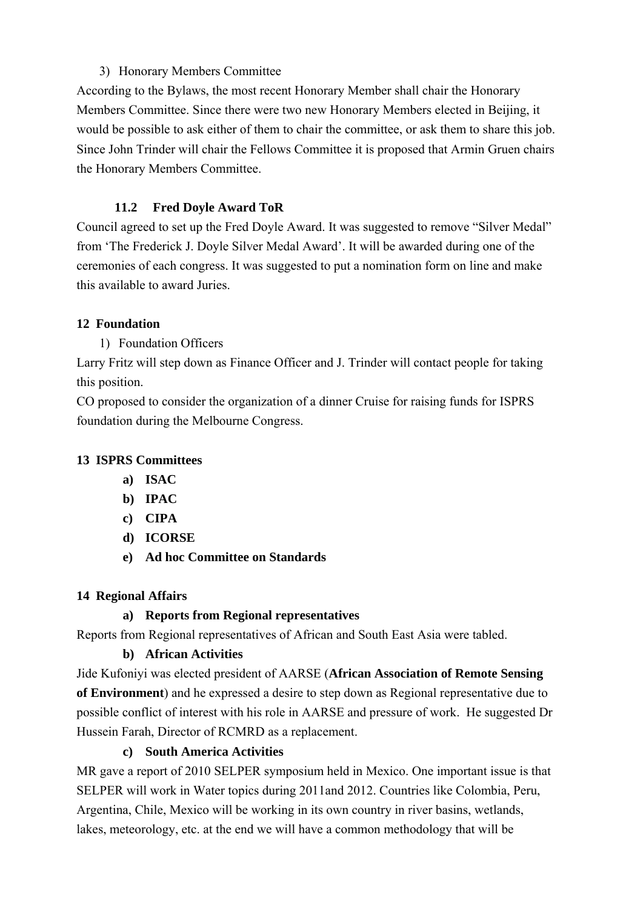3) Honorary Members Committee

According to the Bylaws, the most recent Honorary Member shall chair the Honorary Members Committee. Since there were two new Honorary Members elected in Beijing, it would be possible to ask either of them to chair the committee, or ask them to share this job. Since John Trinder will chair the Fellows Committee it is proposed that Armin Gruen chairs the Honorary Members Committee.

### 11.2 Fred Doyle Award ToR

Council agreed to set up the Fred Doyle Award. It was suggested to remove "Silver Medal" from 'The Frederick J. Doyle Silver Medal Award'. It will be awarded during one of the ceremonies of each congress. It was suggested to put a nomination form on line and make this available to award Juries.

## 12 Foundation

1) Foundation Officers

Larry Fritz will step down as Finance Officer and J. Trinder will contact people for taking this position.

CO proposed to consider the organization of a dinner Cruise for raising funds for ISPRS foundation during the Melbourne Congress.

## 13 ISPRS Committees

**a) ISAC**

**b) IPAC**

**c) CIPA**

**d) ICORSE**

**e) Ad hoc Committee on Standards**

## 14 Regional Affairs

**a) Reports from Regional representatives**

Reports from Regional representatives of African and South East Asia were tabled.

**b) African Activities**

Jide Kufoniyi was elected president of AARSE (**African Association of Remote Sensing of Environment**) and he expressed a desire to step down as Regional representative due to possible conflict of interest with his role in AARSE and pressure of work. He suggested Dr Hussein Farah, Director of RCMRD as a replacement.

**c) South America Activities**

MR gave a report of 2010 SELPER symposium held in Mexico. One important issue is that SELPER will work in Water topics during 2011and 2012. Countries like Colombia, Peru, Argentina, Chile, Mexico will be working in its own country in river basins, wetlands, lakes, meteorology, etc. at the end we will have a common methodology that will be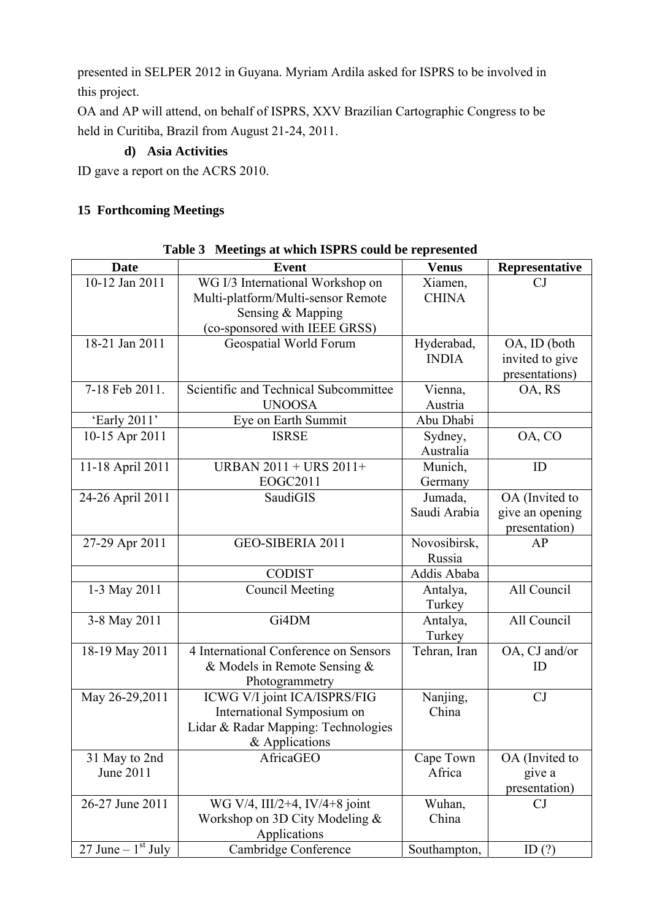presented in SELPER 2012 in Guyana. Myriam Ardila asked for ISPRS to be involved in this project.

OA and AP will attend, on behalf of ISPRS, XXV Brazilian Cartographic Congress to be held in Curitiba, Brazil from August 21-24, 2011.

### d) Asia Activities

ID gave a report on the ACRS 2010.

## 15 Forthcoming Meetings

**Table 3 Meetings at which ISPRS could be represented**

| Date | Event | Venus | Representative |
|---|---|---|---|
| 10-12 Jan 2011 | WG I/3 International Workshop on Multi-platform/Multi-sensor Remote Sensing & Mapping (co-sponsored with IEEE GRSS) | Xiamen, CHINA | CJ |
| 18-21 Jan 2011 | Geospatial World Forum | Hyderabad, INDIA | OA, ID (both invited to give presentations) |
| 7-18 Feb 2011. | Scientific and Technical Subcommittee UNOOSA | Vienna, Austria | OA, RS |
| 'Early 2011' | Eye on Earth Summit | Abu Dhabi | |
| 10-15 Apr 2011 | ISRSE | Sydney, Australia | OA, CO |
| 11-18 April 2011 | URBAN 2011 + URS 2011+ EOGC2011 | Munich, Germany | ID |
| 24-26 April 2011 | SaudiGIS | Jumada, Saudi Arabia | OA (Invited to give an opening presentation) |
| 27-29 Apr 2011 | GEO-SIBERIA 2011 | Novosibirsk, Russia | AP |
| | CODIST | Addis Ababa | |
| 1-3 May 2011 | Council Meeting | Antalya, Turkey | All Council |
| 3-8 May 2011 | Gi4DM | Antalya, Turkey | All Council |
| 18-19 May 2011 | 4 International Conference on Sensors & Models in Remote Sensing & Photogrammetry | Tehran, Iran | OA, CJ and/or ID |
| May 26-29,2011 | ICWG V/I joint ICA/ISPRS/FIG International Symposium on Lidar & Radar Mapping: Technologies & Applications | Nanjing, China | CJ |
| 31 May to 2nd June 2011 | AfricaGEO | Cape Town Africa | OA (Invited to give a presentation) |
| 26-27 June 2011 | WG V/4, III/2+4, IV/4+8 joint Workshop on 3D City Modeling & Applications | Wuhan, China | CJ |
| 27 June – 1st July | Cambridge Conference | Southampton, | ID (?) |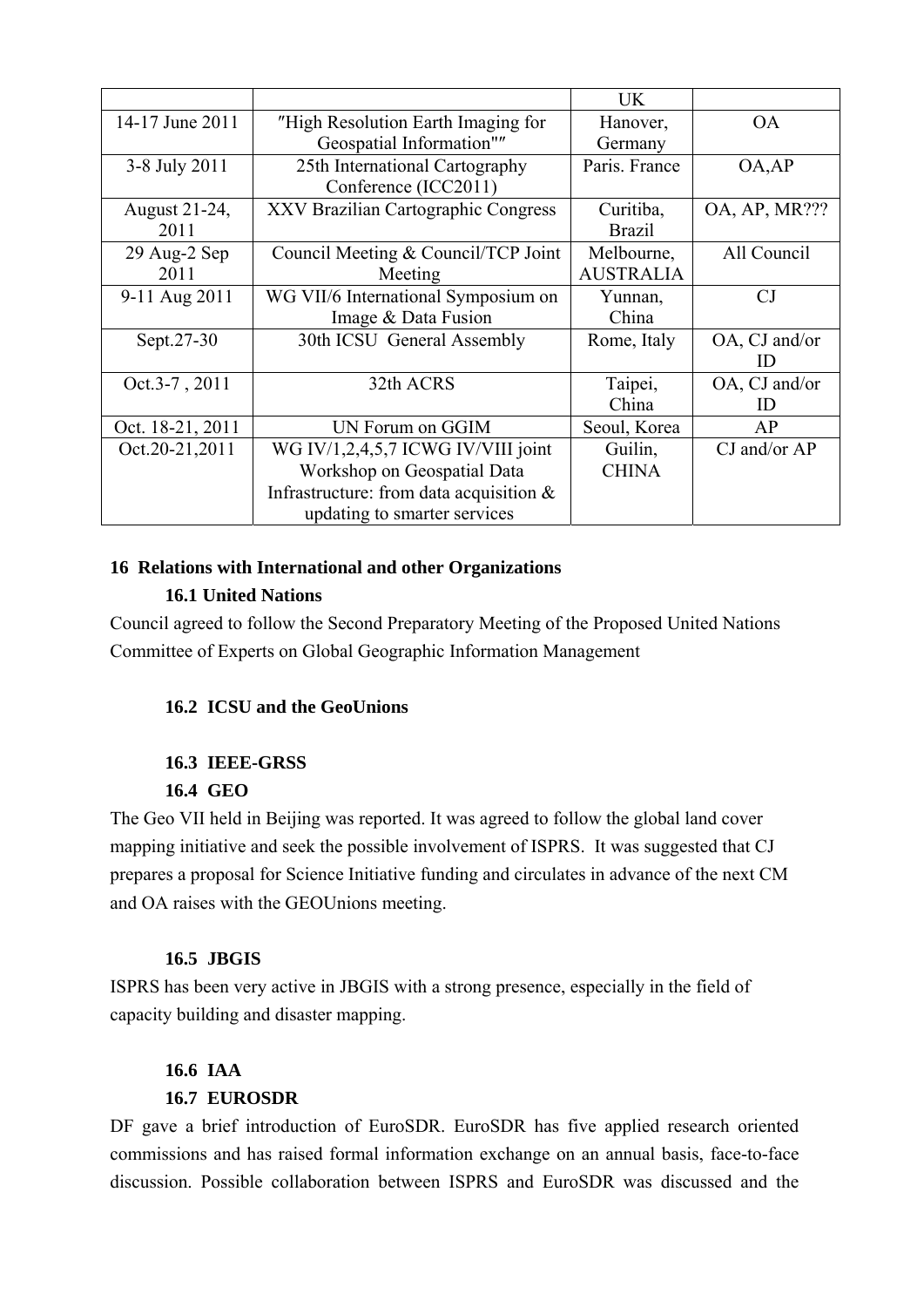|  |  | UK |  |
| --- | --- | --- | --- |
| 14-17 June 2011 | ″High Resolution Earth Imaging for Geospatial Information"″ | Hanover, Germany | OA |
| 3-8 July 2011 | 25th International Cartography Conference (ICC2011) | Paris. France | OA,AP |
| August 21-24, 2011 | XXV Brazilian Cartographic Congress | Curitiba, Brazil | OA, AP, MR??? |
| 29 Aug-2 Sep 2011 | Council Meeting & Council/TCP Joint Meeting | Melbourne, AUSTRALIA | All Council |
| 9-11 Aug 2011 | WG VII/6 International Symposium on Image & Data Fusion | Yunnan, China | CJ |
| Sept.27-30 | 30th ICSU General Assembly | Rome, Italy | OA, CJ and/or ID |
| Oct.3-7 , 2011 | 32th ACRS | Taipei, China | OA, CJ and/or ID |
| Oct. 18-21, 2011 | UN Forum on GGIM | Seoul, Korea | AP |
| Oct.20-21,2011 | WG IV/1,2,4,5,7 ICWG IV/VIII joint Workshop on Geospatial Data Infrastructure: from data acquisition & updating to smarter services | Guilin, CHINA | CJ and/or AP |

## 16 Relations with International and other Organizations

### 16.1 United Nations

Council agreed to follow the Second Preparatory Meeting of the Proposed United Nations Committee of Experts on Global Geographic Information Management

### 16.2 ICSU and the GeoUnions

### 16.3 IEEE-GRSS

### 16.4 GEO

The Geo VII held in Beijing was reported. It was agreed to follow the global land cover mapping initiative and seek the possible involvement of ISPRS. It was suggested that CJ prepares a proposal for Science Initiative funding and circulates in advance of the next CM and OA raises with the GEOUnions meeting.

### 16.5 JBGIS

ISPRS has been very active in JBGIS with a strong presence, especially in the field of capacity building and disaster mapping.

### 16.6 IAA

### 16.7 EUROSDR

DF gave a brief introduction of EuroSDR. EuroSDR has five applied research oriented commissions and has raised formal information exchange on an annual basis, face-to-face discussion. Possible collaboration between ISPRS and EuroSDR was discussed and the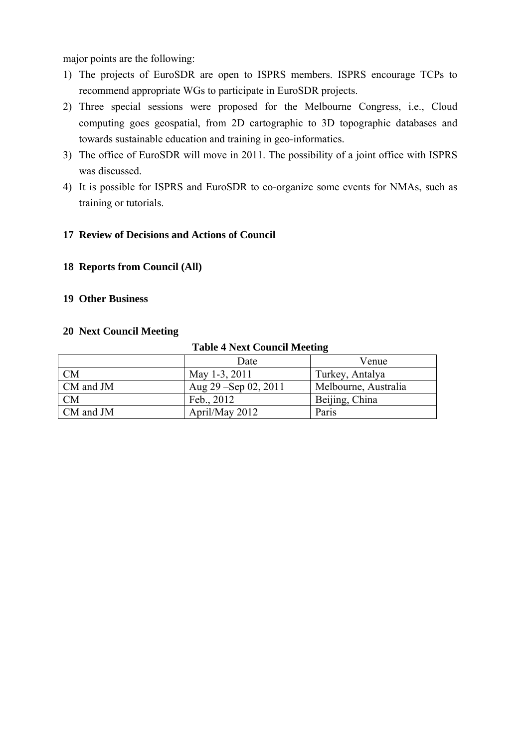major points are the following:

1) The projects of EuroSDR are open to ISPRS members. ISPRS encourage TCPs to recommend appropriate WGs to participate in EuroSDR projects.
2) Three special sessions were proposed for the Melbourne Congress, i.e., Cloud computing goes geospatial, from 2D cartographic to 3D topographic databases and towards sustainable education and training in geo-informatics.
3) The office of EuroSDR will move in 2011. The possibility of a joint office with ISPRS was discussed.
4) It is possible for ISPRS and EuroSDR to co-organize some events for NMAs, such as training or tutorials.

## 17 Review of Decisions and Actions of Council

## 18 Reports from Council (All)

## 19 Other Business

## 20 Next Council Meeting

**Table 4 Next Council Meeting**

| | Date | Venue |
|---|---|---|
| CM | May 1-3, 2011 | Turkey, Antalya |
| CM and JM | Aug 29 –Sep 02, 2011 | Melbourne, Australia |
| CM | Feb., 2012 | Beijing, China |
| CM and JM | April/May 2012 | Paris |